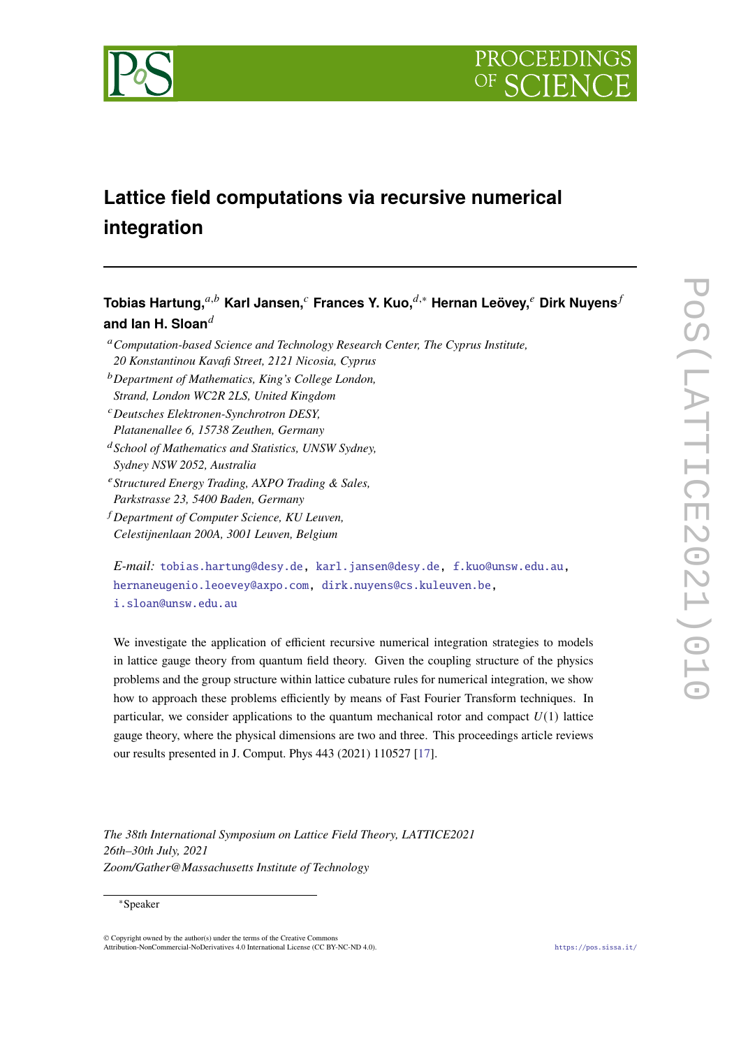# Lattice field computations via recursive numerical integration

**Tobias Hartung,**[a,b] **Karl Jansen,**[c] **Frances Y. Kuo,**[d,*] **Hernan Leövey,**[e] **Dirk Nuyens**[f] **and Ian H. Sloan**[d]

[a] *Computation-based Science and Technology Research Center, The Cyprus Institute, 20 Konstantinou Kavafi Street, 2121 Nicosia, Cyprus*

[b] *Department of Mathematics, King's College London, Strand, London WC2R 2LS, United Kingdom*

[c] *Deutsches Elektronen-Synchrotron DESY, Platanenallee 6, 15738 Zeuthen, Germany*

[d] *School of Mathematics and Statistics, UNSW Sydney, Sydney NSW 2052, Australia*

[e] *Structured Energy Trading, AXPO Trading & Sales, Parkstrasse 23, 5400 Baden, Germany*

[f] *Department of Computer Science, KU Leuven, Celestijnenlaan 200A, 3001 Leuven, Belgium*

*E-mail:* tobias.hartung@desy.de, karl.jansen@desy.de, f.kuo@unsw.edu.au, hernaneugenio.leoevey@axpo.com, dirk.nuyens@cs.kuleuven.be, i.sloan@unsw.edu.au

We investigate the application of efficient recursive numerical integration strategies to models in lattice gauge theory from quantum field theory. Given the coupling structure of the physics problems and the group structure within lattice cubature rules for numerical integration, we show how to approach these problems efficiently by means of Fast Fourier Transform techniques. In particular, we consider applications to the quantum mechanical rotor and compact $U(1)$ lattice gauge theory, where the physical dimensions are two and three. This proceedings article reviews our results presented in J. Comput. Phys 443 (2021) 110527 [17].

*The 38th International Symposium on Lattice Field Theory, LATTICE2021*
*26th–30th July, 2021*
*Zoom/Gather@Massachusetts Institute of Technology*

*Speaker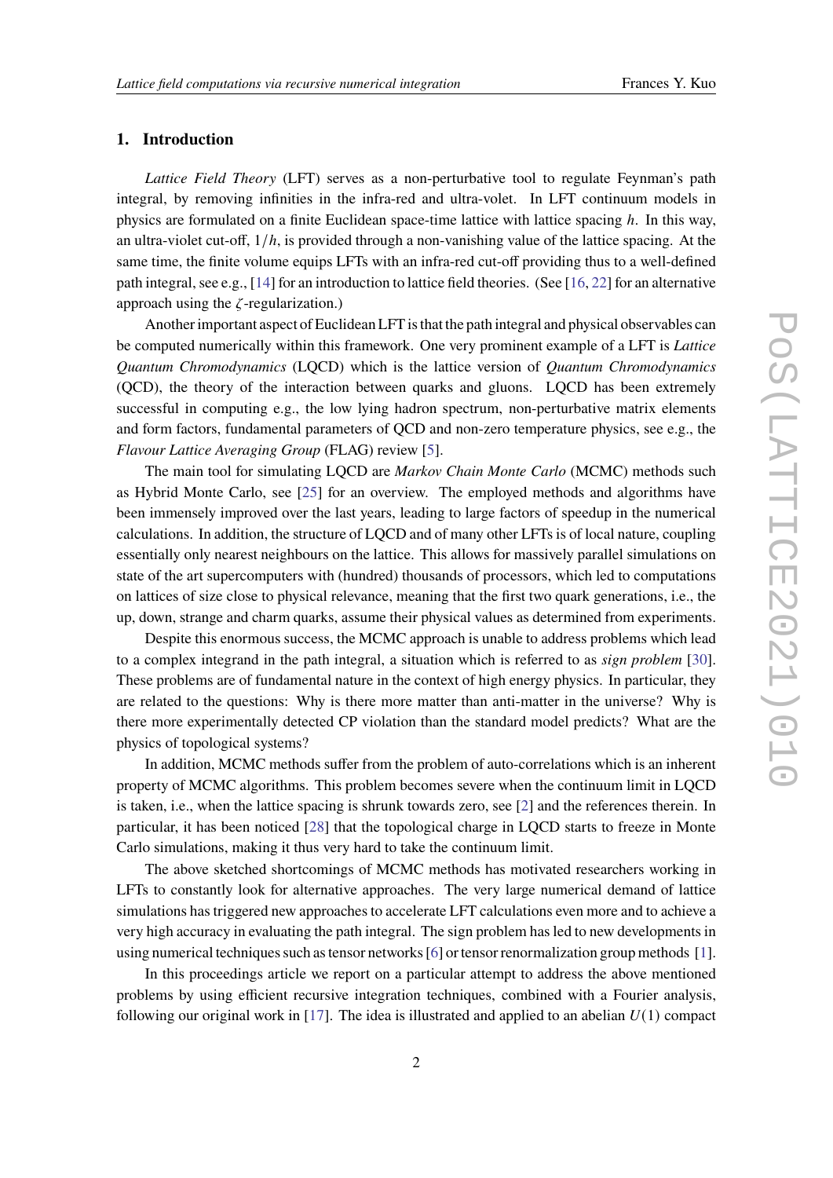## 1. Introduction

*Lattice Field Theory* (LFT) serves as a non-perturbative tool to regulate Feynman's path integral, by removing infinities in the infra-red and ultra-volet. In LFT continuum models in physics are formulated on a finite Euclidean space-time lattice with lattice spacing $h$. In this way, an ultra-violet cut-off, $1/h$, is provided through a non-vanishing value of the lattice spacing. At the same time, the finite volume equips LFTs with an infra-red cut-off providing thus to a well-defined path integral, see e.g., [14] for an introduction to lattice field theories. (See [16, 22] for an alternative approach using the $\zeta$-regularization.)

Another important aspect of Euclidean LFT is that the path integral and physical observables can be computed numerically within this framework. One very prominent example of a LFT is *Lattice Quantum Chromodynamics* (LQCD) which is the lattice version of *Quantum Chromodynamics* (QCD), the theory of the interaction between quarks and gluons. LQCD has been extremely successful in computing e.g., the low lying hadron spectrum, non-perturbative matrix elements and form factors, fundamental parameters of QCD and non-zero temperature physics, see e.g., the *Flavour Lattice Averaging Group* (FLAG) review [5].

The main tool for simulating LQCD are *Markov Chain Monte Carlo* (MCMC) methods such as Hybrid Monte Carlo, see [25] for an overview. The employed methods and algorithms have been immensely improved over the last years, leading to large factors of speedup in the numerical calculations. In addition, the structure of LQCD and of many other LFTs is of local nature, coupling essentially only nearest neighbours on the lattice. This allows for massively parallel simulations on state of the art supercomputers with (hundred) thousands of processors, which led to computations on lattices of size close to physical relevance, meaning that the first two quark generations, i.e., the up, down, strange and charm quarks, assume their physical values as determined from experiments.

Despite this enormous success, the MCMC approach is unable to address problems which lead to a complex integrand in the path integral, a situation which is referred to as *sign problem* [30]. These problems are of fundamental nature in the context of high energy physics. In particular, they are related to the questions: Why is there more matter than anti-matter in the universe? Why is there more experimentally detected CP violation than the standard model predicts? What are the physics of topological systems?

In addition, MCMC methods suffer from the problem of auto-correlations which is an inherent property of MCMC algorithms. This problem becomes severe when the continuum limit in LQCD is taken, i.e., when the lattice spacing is shrunk towards zero, see [2] and the references therein. In particular, it has been noticed [28] that the topological charge in LQCD starts to freeze in Monte Carlo simulations, making it thus very hard to take the continuum limit.

The above sketched shortcomings of MCMC methods has motivated researchers working in LFTs to constantly look for alternative approaches. The very large numerical demand of lattice simulations has triggered new approaches to accelerate LFT calculations even more and to achieve a very high accuracy in evaluating the path integral. The sign problem has led to new developments in using numerical techniques such as tensor networks [6] or tensor renormalization group methods [1].

In this proceedings article we report on a particular attempt to address the above mentioned problems by using efficient recursive integration techniques, combined with a Fourier analysis, following our original work in [17]. The idea is illustrated and applied to an abelian $U(1)$ compact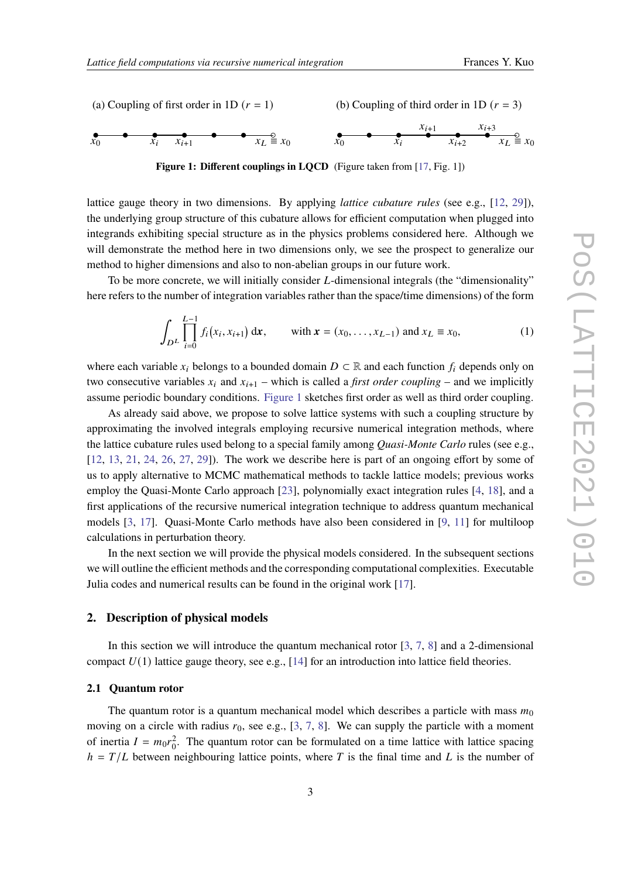(a) Coupling of first order in 1D ($r = 1$) (b) Coupling of third order in 1D ($r = 3$)

**Figure 1: Different couplings in LQCD** (Figure taken from [17, Fig. 1])

lattice gauge theory in two dimensions. By applying *lattice cubature rules* (see e.g., [12, 29]), the underlying group structure of this cubature allows for efficient computation when plugged into integrands exhibiting special structure as in the physics problems considered here. Although we will demonstrate the method here in two dimensions only, we see the prospect to generalize our method to higher dimensions and also to non-abelian groups in our future work.

To be more concrete, we will initially consider $L$-dimensional integrals (the "dimensionality" here refers to the number of integration variables rather than the space/time dimensions) of the form

$$\int_{D^L} \prod_{i=0}^{L-1} f_i\big(x_i, x_{i+1}\big)\,\mathrm{d}\boldsymbol{x}, \qquad \text{with } \boldsymbol{x} = (x_0, \ldots, x_{L-1}) \text{ and } x_L \equiv x_0, \tag{1}$$

where each variable $x_i$ belongs to a bounded domain $D \subset \mathbb{R}$ and each function $f_i$ depends only on two consecutive variables $x_i$ and $x_{i+1}$ – which is called a *first order coupling* – and we implicitly assume periodic boundary conditions. Figure 1 sketches first order as well as third order coupling.

As already said above, we propose to solve lattice systems with such a coupling structure by approximating the involved integrals employing recursive numerical integration methods, where the lattice cubature rules used belong to a special family among *Quasi-Monte Carlo* rules (see e.g., [12, 13, 21, 24, 26, 27, 29]). The work we describe here is part of an ongoing effort by some of us to apply alternative to MCMC mathematical methods to tackle lattice models; previous works employ the Quasi-Monte Carlo approach [23], polynomially exact integration rules [4, 18], and a first applications of the recursive numerical integration technique to address quantum mechanical models [3, 17]. Quasi-Monte Carlo methods have also been considered in [9, 11] for multiloop calculations in perturbation theory.

In the next section we will provide the physical models considered. In the subsequent sections we will outline the efficient methods and the corresponding computational complexities. Executable Julia codes and numerical results can be found in the original work [17].

## 2. Description of physical models

In this section we will introduce the quantum mechanical rotor [3, 7, 8] and a 2-dimensional compact $U(1)$ lattice gauge theory, see e.g., [14] for an introduction into lattice field theories.

### 2.1 Quantum rotor

The quantum rotor is a quantum mechanical model which describes a particle with mass $m_0$ moving on a circle with radius $r_0$, see e.g., [3, 7, 8]. We can supply the particle with a moment of inertia $I = m_0 r_0^2$. The quantum rotor can be formulated on a time lattice with lattice spacing $h = T/L$ between neighbouring lattice points, where $T$ is the final time and $L$ is the number of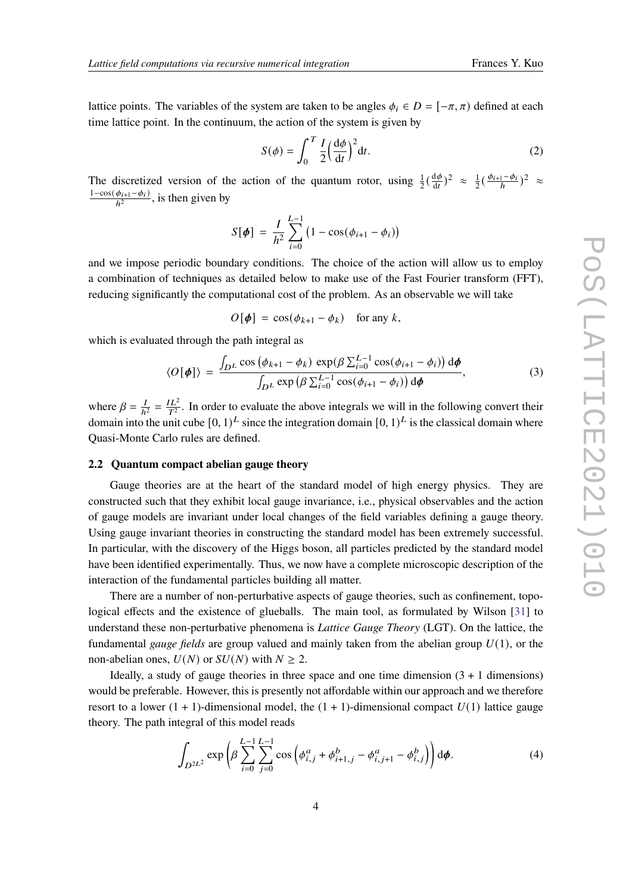lattice points. The variables of the system are taken to be angles $\phi_i \in D = [-\pi, \pi)$ defined at each time lattice point. In the continuum, the action of the system is given by

$$S(\phi) = \int_0^T \frac{I}{2}\Big(\frac{\mathrm{d}\phi}{\mathrm{d}t}\Big)^2 \mathrm{d}t. \tag{2}$$

The discretized version of the action of the quantum rotor, using $\frac{1}{2}(\frac{\mathrm{d}\phi}{\mathrm{d}t})^2 \approx \frac{1}{2}(\frac{\phi_{i+1}-\phi_i}{h})^2 \approx \frac{1-\cos(\phi_{i+1}-\phi_i)}{h^2}$, is then given by

$$S[\boldsymbol{\phi}] = \frac{I}{h^2}\sum_{i=0}^{L-1}\big(1-\cos(\phi_{i+1}-\phi_i)\big)$$

and we impose periodic boundary conditions. The choice of the action will allow us to employ a combination of techniques as detailed below to make use of the Fast Fourier transform (FFT), reducing significantly the computational cost of the problem. As an observable we will take

$$O[\boldsymbol{\phi}] = \cos(\phi_{k+1}-\phi_k) \quad \text{for any } k,$$

which is evaluated through the path integral as

$$\langle O[\boldsymbol{\phi}]\rangle = \frac{\int_{D^L}\cos\big(\phi_{k+1}-\phi_k\big)\,\exp(\beta\sum_{i=0}^{L-1}\cos(\phi_{i+1}-\phi_i))\,\mathrm{d}\boldsymbol{\phi}}{\int_{D^L}\exp\big(\beta\sum_{i=0}^{L-1}\cos(\phi_{i+1}-\phi_i)\big)\,\mathrm{d}\boldsymbol{\phi}}, \tag{3}$$

where $\beta = \frac{I}{h^2} = \frac{IL^2}{T^2}$. In order to evaluate the above integrals we will in the following convert their domain into the unit cube $[0,1)^L$ since the integration domain $[0,1)^L$ is the classical domain where Quasi-Monte Carlo rules are defined.

### 2.2 Quantum compact abelian gauge theory

Gauge theories are at the heart of the standard model of high energy physics. They are constructed such that they exhibit local gauge invariance, i.e., physical observables and the action of gauge models are invariant under local changes of the field variables defining a gauge theory. Using gauge invariant theories in constructing the standard model has been extremely successful. In particular, with the discovery of the Higgs boson, all particles predicted by the standard model have been identified experimentally. Thus, we now have a complete microscopic description of the interaction of the fundamental particles building all matter.

There are a number of non-perturbative aspects of gauge theories, such as confinement, topological effects and the existence of glueballs. The main tool, as formulated by Wilson [31] to understand these non-perturbative phenomena is *Lattice Gauge Theory* (LGT). On the lattice, the fundamental *gauge fields* are group valued and mainly taken from the abelian group $U(1)$, or the non-abelian ones, $U(N)$ or $SU(N)$ with $N \geq 2$.

Ideally, a study of gauge theories in three space and one time dimension $(3+1$ dimensions$)$ would be preferable. However, this is presently not affordable within our approach and we therefore resort to a lower $(1+1)$-dimensional model, the $(1+1)$-dimensional compact $U(1)$ lattice gauge theory. The path integral of this model reads

$$\int_{D^{2L^2}}\exp\left(\beta\sum_{i=0}^{L-1}\sum_{j=0}^{L-1}\cos\Big(\phi_{i,j}^a+\phi_{i+1,j}^b-\phi_{i,j+1}^a-\phi_{i,j}^b\Big)\right)\mathrm{d}\boldsymbol{\phi}. \tag{4}$$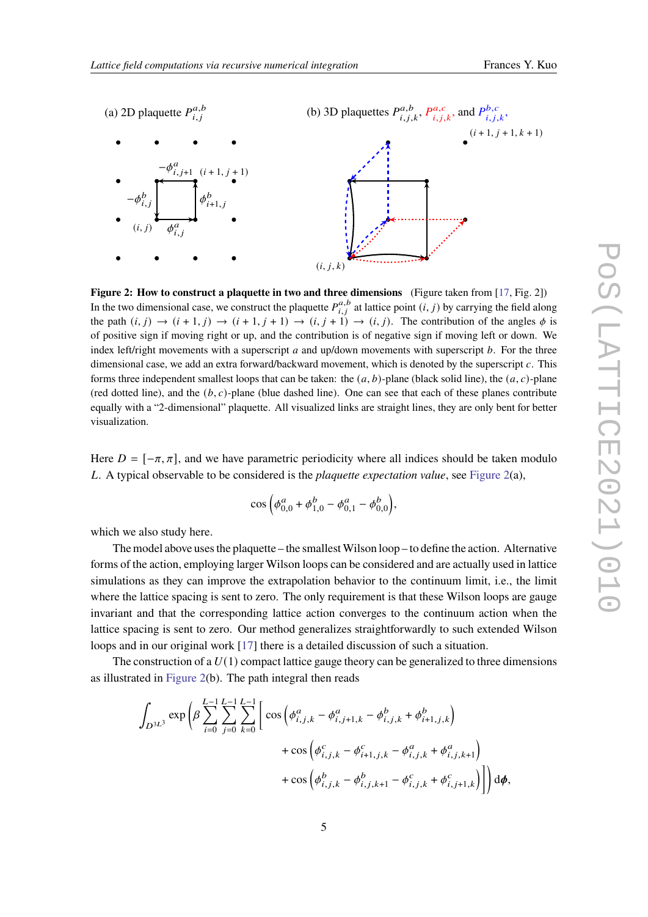(a) 2D plaquette $P^{a,b}_{i,j}$

(b) 3D plaquettes $P^{a,b}_{i,j,k}$, $P^{a,c}_{i,j,k}$, and $P^{b,c}_{i,j,k}$,

**Figure 2: How to construct a plaquette in two and three dimensions** (Figure taken from [17, Fig. 2]) In the two dimensional case, we construct the plaquette $P^{a,b}_{i,j}$ at lattice point $(i, j)$ by carrying the field along the path $(i, j) \to (i+1, j) \to (i+1, j+1) \to (i, j+1) \to (i, j)$. The contribution of the angles $\phi$ is of positive sign if moving right or up, and the contribution is of negative sign if moving left or down. We index left/right movements with a superscript $a$ and up/down movements with superscript $b$. For the three dimensional case, we add an extra forward/backward movement, which is denoted by the superscript $c$. This forms three independent smallest loops that can be taken: the $(a, b)$-plane (black solid line), the $(a, c)$-plane (red dotted line), and the $(b, c)$-plane (blue dashed line). One can see that each of these planes contribute equally with a "2-dimensional" plaquette. All visualized links are straight lines, they are only bent for better visualization.

Here $D = [-\pi, \pi]$, and we have parametric periodicity where all indices should be taken modulo $L$. A typical observable to be considered is the *plaquette expectation value*, see Figure 2(a),

$$\cos\left(\phi^a_{0,0} + \phi^b_{1,0} - \phi^a_{0,1} - \phi^b_{0,0}\right),$$

which we also study here.

The model above uses the plaquette – the smallest Wilson loop – to define the action. Alternative forms of the action, employing larger Wilson loops can be considered and are actually used in lattice simulations as they can improve the extrapolation behavior to the continuum limit, i.e., the limit where the lattice spacing is sent to zero. The only requirement is that these Wilson loops are gauge invariant and that the corresponding lattice action converges to the continuum action when the lattice spacing is sent to zero. Our method generalizes straightforwardly to such extended Wilson loops and in our original work [17] there is a detailed discussion of such a situation.

The construction of a $U(1)$ compact lattice gauge theory can be generalized to three dimensions as illustrated in Figure 2(b). The path integral then reads

$$\int_{D^{3L^3}} \exp\Bigg(\beta \sum_{i=0}^{L-1}\sum_{j=0}^{L-1}\sum_{k=0}^{L-1}\Bigg[\cos\left(\phi^a_{i,j,k} - \phi^a_{i,j+1,k} - \phi^b_{i,j,k} + \phi^b_{i+1,j,k}\right)$$
$$+ \cos\left(\phi^c_{i,j,k} - \phi^c_{i+1,j,k} - \phi^a_{i,j,k} + \phi^a_{i,j,k+1}\right)$$
$$+ \cos\left(\phi^b_{i,j,k} - \phi^b_{i,j,k+1} - \phi^c_{i,j,k} + \phi^c_{i,j+1,k}\right)\Bigg]\Bigg)\, d\boldsymbol{\phi},$$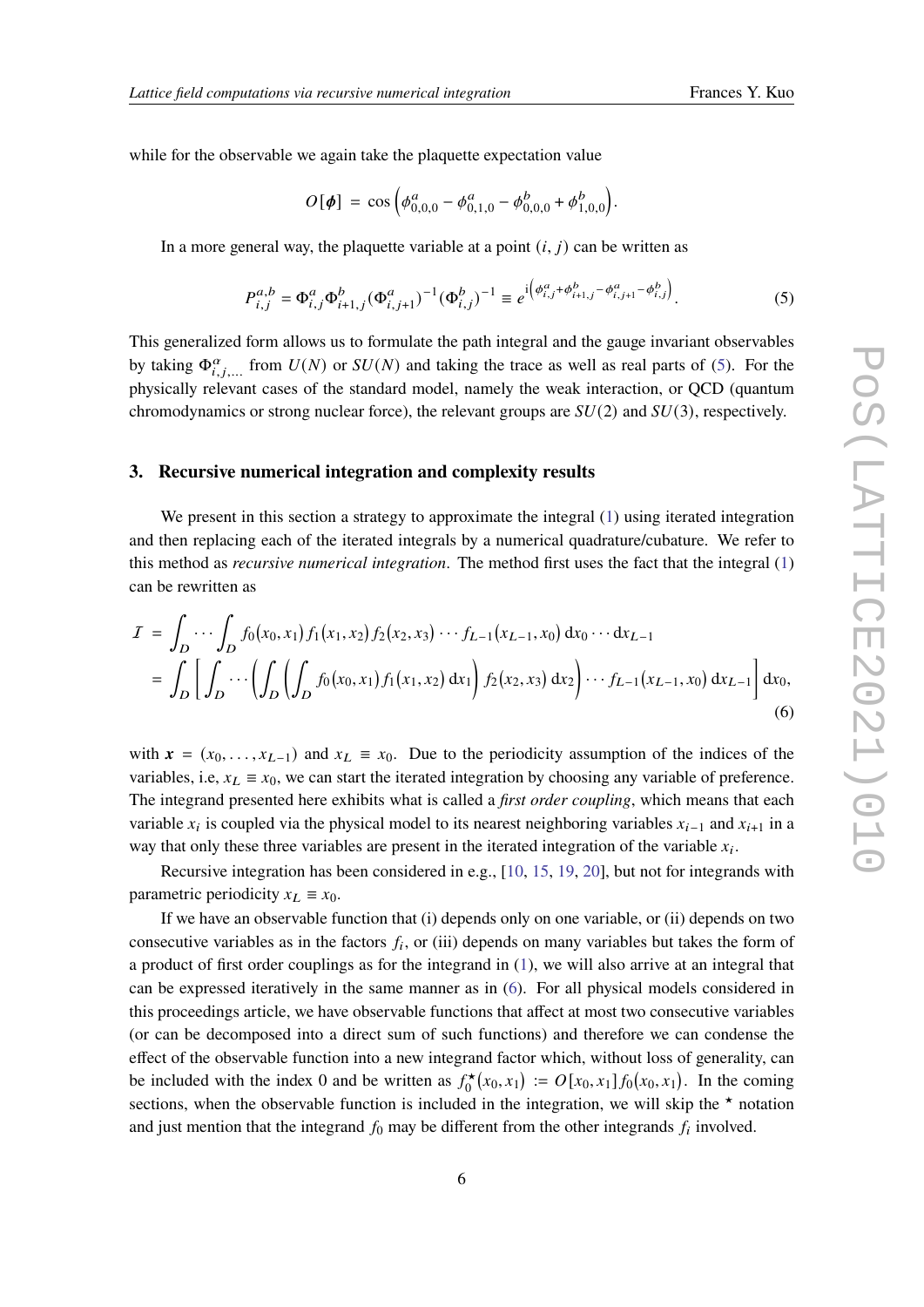while for the observable we again take the plaquette expectation value

$$O[\boldsymbol{\phi}] \;=\; \cos\Big(\phi^a_{0,0,0} - \phi^a_{0,1,0} - \phi^b_{0,0,0} + \phi^b_{1,0,0}\Big).$$

In a more general way, the plaquette variable at a point $(i, j)$ can be written as

$$P^{a,b}_{i,j} = \Phi^a_{i,j}\Phi^b_{i+1,j}(\Phi^a_{i,j+1})^{-1}(\Phi^b_{i,j})^{-1} \equiv e^{\mathrm{i}\left(\phi^a_{i,j}+\phi^b_{i+1,j}-\phi^a_{i,j+1}-\phi^b_{i,j}\right)}. \tag{5}$$

This generalized form allows us to formulate the path integral and the gauge invariant observables by taking $\Phi^{\alpha}_{i,j,...}$ from $U(N)$ or $SU(N)$ and taking the trace as well as real parts of (5). For the physically relevant cases of the standard model, namely the weak interaction, or QCD (quantum chromodynamics or strong nuclear force), the relevant groups are $SU(2)$ and $SU(3)$, respectively.

## 3. Recursive numerical integration and complexity results

We present in this section a strategy to approximate the integral (1) using iterated integration and then replacing each of the iterated integrals by a numerical quadrature/cubature. We refer to this method as *recursive numerical integration*. The method first uses the fact that the integral (1) can be rewritten as

$$\begin{aligned}
\mathcal{I} \;&=\; \int_D \cdots \int_D f_0(x_0,x_1)\, f_1(x_1,x_2)\, f_2(x_2,x_3) \cdots f_{L-1}(x_{L-1},x_0)\,\mathrm{d}x_0 \cdots \mathrm{d}x_{L-1} \\
&=\; \int_D \bigg[ \int_D \cdots \bigg( \int_D \bigg( \int_D f_0(x_0,x_1)\, f_1(x_1,x_2)\,\mathrm{d}x_1 \bigg) f_2(x_2,x_3)\,\mathrm{d}x_2 \bigg) \cdots f_{L-1}(x_{L-1},x_0)\,\mathrm{d}x_{L-1} \bigg] \mathrm{d}x_0,
\end{aligned} \tag{6}$$

with $\boldsymbol{x} = (x_0, \ldots, x_{L-1})$ and $x_L \equiv x_0$. Due to the periodicity assumption of the indices of the variables, i.e, $x_L \equiv x_0$, we can start the iterated integration by choosing any variable of preference. The integrand presented here exhibits what is called a *first order coupling*, which means that each variable $x_i$ is coupled via the physical model to its nearest neighboring variables $x_{i-1}$ and $x_{i+1}$ in a way that only these three variables are present in the iterated integration of the variable $x_i$.

Recursive integration has been considered in e.g., [10, 15, 19, 20], but not for integrands with parametric periodicity $x_L \equiv x_0$.

If we have an observable function that (i) depends only on one variable, or (ii) depends on two consecutive variables as in the factors $f_i$, or (iii) depends on many variables but takes the form of a product of first order couplings as for the integrand in (1), we will also arrive at an integral that can be expressed iteratively in the same manner as in (6). For all physical models considered in this proceedings article, we have observable functions that affect at most two consecutive variables (or can be decomposed into a direct sum of such functions) and therefore we can condense the effect of the observable function into a new integrand factor which, without loss of generality, can be included with the index 0 and be written as $f_0^\star(x_0, x_1) := O[x_0, x_1]\, f_0(x_0, x_1)$. In the coming sections, when the observable function is included in the integration, we will skip the $^\star$ notation and just mention that the integrand $f_0$ may be different from the other integrands $f_i$ involved.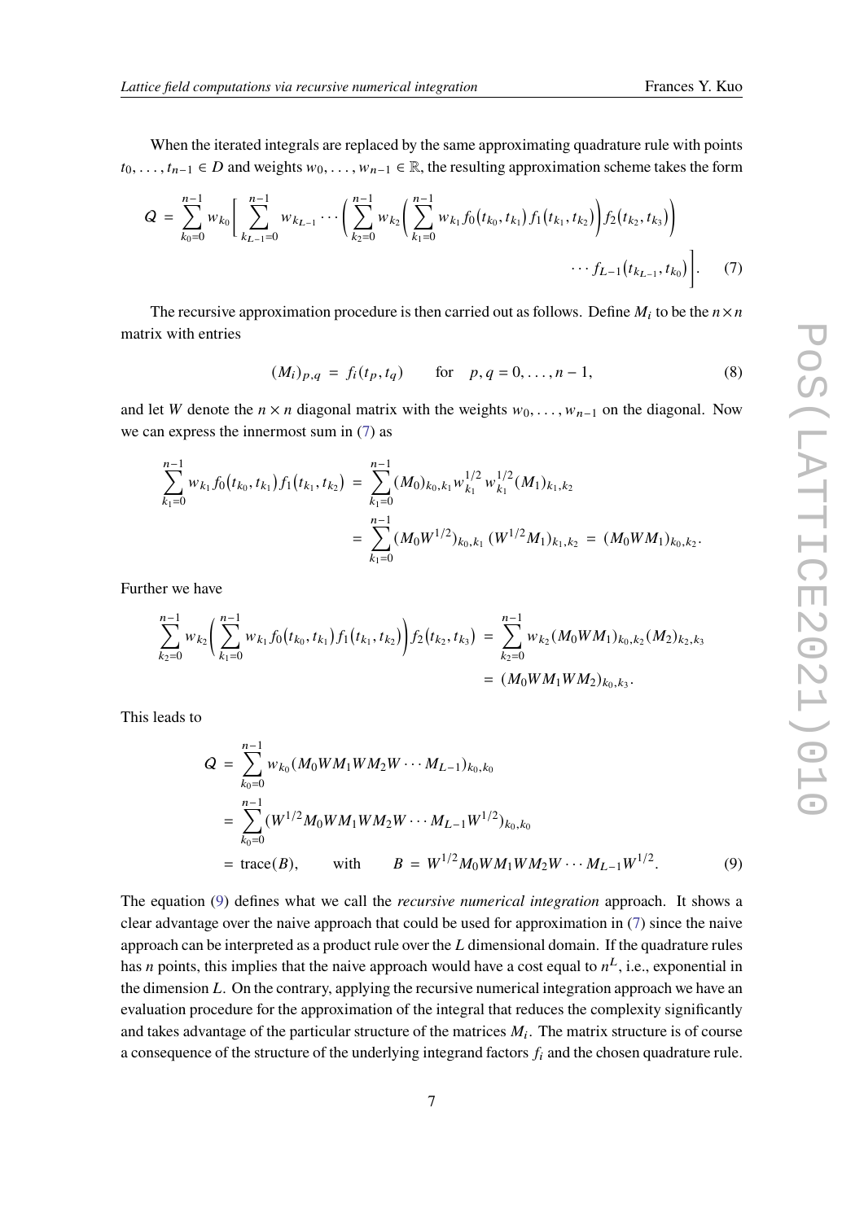When the iterated integrals are replaced by the same approximating quadrature rule with points $t_0, \ldots, t_{n-1} \in D$ and weights $w_0, \ldots, w_{n-1} \in \mathbb{R}$, the resulting approximation scheme takes the form

$$Q = \sum_{k_0=0}^{n-1} w_{k_0} \Bigg[ \sum_{k_{L-1}=0}^{n-1} w_{k_{L-1}} \cdots \Bigg( \sum_{k_2=0}^{n-1} w_{k_2} \Bigg( \sum_{k_1=0}^{n-1} w_{k_1} f_0\big(t_{k_0}, t_{k_1}\big) f_1\big(t_{k_1}, t_{k_2}\big) \Bigg) f_2\big(t_{k_2}, t_{k_3}\big) \Bigg) \cdots f_{L-1}\big(t_{k_{L-1}}, t_{k_0}\big) \Bigg]. \tag{7}$$

The recursive approximation procedure is then carried out as follows. Define $M_i$ to be the $n \times n$ matrix with entries

$$(M_i)_{p,q} = f_i(t_p, t_q) \qquad \text{for} \quad p, q = 0, \ldots, n-1, \tag{8}$$

and let $W$ denote the $n \times n$ diagonal matrix with the weights $w_0, \ldots, w_{n-1}$ on the diagonal. Now we can express the innermost sum in (7) as

$$\begin{aligned}
\sum_{k_1=0}^{n-1} w_{k_1} f_0\big(t_{k_0}, t_{k_1}\big) f_1\big(t_{k_1}, t_{k_2}\big) &= \sum_{k_1=0}^{n-1} (M_0)_{k_0,k_1} w_{k_1}^{1/2} w_{k_1}^{1/2} (M_1)_{k_1,k_2} \\
&= \sum_{k_1=0}^{n-1} (M_0 W^{1/2})_{k_0,k_1} \, (W^{1/2} M_1)_{k_1,k_2} = (M_0 W M_1)_{k_0,k_2}.
\end{aligned}$$

Further we have

$$\begin{aligned}
\sum_{k_2=0}^{n-1} w_{k_2} \Bigg( \sum_{k_1=0}^{n-1} w_{k_1} f_0\big(t_{k_0}, t_{k_1}\big) f_1\big(t_{k_1}, t_{k_2}\big) \Bigg) f_2\big(t_{k_2}, t_{k_3}\big) &= \sum_{k_2=0}^{n-1} w_{k_2} (M_0 W M_1)_{k_0,k_2} (M_2)_{k_2,k_3} \\
&= (M_0 W M_1 W M_2)_{k_0,k_3}.
\end{aligned}$$

This leads to

$$\begin{aligned}
Q &= \sum_{k_0=0}^{n-1} w_{k_0} (M_0 W M_1 W M_2 W \cdots M_{L-1})_{k_0,k_0} \\
&= \sum_{k_0=0}^{n-1} (W^{1/2} M_0 W M_1 W M_2 W \cdots M_{L-1} W^{1/2})_{k_0,k_0} \\
&= \operatorname{trace}(B), \qquad \text{with} \qquad B = W^{1/2} M_0 W M_1 W M_2 W \cdots M_{L-1} W^{1/2}.
\end{aligned} \tag{9}$$

The equation (9) defines what we call the *recursive numerical integration* approach. It shows a clear advantage over the naive approach that could be used for approximation in (7) since the naive approach can be interpreted as a product rule over the $L$ dimensional domain. If the quadrature rules has $n$ points, this implies that the naive approach would have a cost equal to $n^L$, i.e., exponential in the dimension $L$. On the contrary, applying the recursive numerical integration approach we have an evaluation procedure for the approximation of the integral that reduces the complexity significantly and takes advantage of the particular structure of the matrices $M_i$. The matrix structure is of course a consequence of the structure of the underlying integrand factors $f_i$ and the chosen quadrature rule.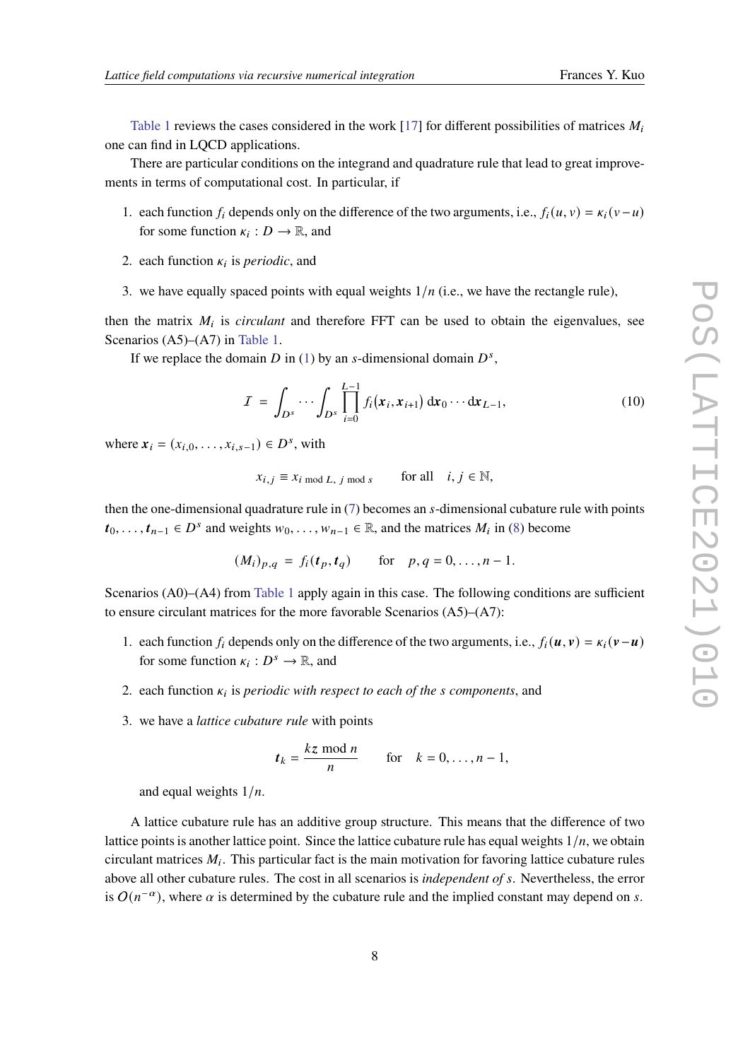Table 1 reviews the cases considered in the work [17] for different possibilities of matrices $M_i$ one can find in LQCD applications.

There are particular conditions on the integrand and quadrature rule that lead to great improvements in terms of computational cost. In particular, if

1. each function $f_i$ depends only on the difference of the two arguments, i.e., $f_i(u,v) = \kappa_i(v-u)$ for some function $\kappa_i : D \longrightarrow \mathbb{R}$, and
2. each function $\kappa_i$ is *periodic*, and
3. we have equally spaced points with equal weights $1/n$ (i.e., we have the rectangle rule),

then the matrix $M_i$ is *circulant* and therefore FFT can be used to obtain the eigenvalues, see Scenarios (A5)–(A7) in Table 1.

If we replace the domain $D$ in (1) by an $s$-dimensional domain $D^s$,

$$\mathcal{I} = \int_{D^s} \cdots \int_{D^s} \prod_{i=0}^{L-1} f_i(\boldsymbol{x}_i, \boldsymbol{x}_{i+1})\, \mathrm{d}\boldsymbol{x}_0 \cdots \mathrm{d}\boldsymbol{x}_{L-1}, \tag{10}$$

where $\boldsymbol{x}_i = (x_{i,0}, \ldots, x_{i,s-1}) \in D^s$, with

$$x_{i,j} \equiv x_{i \bmod L,\ j \bmod s} \qquad \text{for all} \quad i,j \in \mathbb{N},$$

then the one-dimensional quadrature rule in (7) becomes an $s$-dimensional cubature rule with points $\boldsymbol{t}_0, \ldots, \boldsymbol{t}_{n-1} \in D^s$ and weights $w_0, \ldots, w_{n-1} \in \mathbb{R}$, and the matrices $M_i$ in (8) become

$$(M_i)_{p,q} = f_i(\boldsymbol{t}_p, \boldsymbol{t}_q) \qquad \text{for} \quad p,q = 0, \ldots, n-1.$$

Scenarios (A0)–(A4) from Table 1 apply again in this case. The following conditions are sufficient to ensure circulant matrices for the more favorable Scenarios (A5)–(A7):

1. each function $f_i$ depends only on the difference of the two arguments, i.e., $f_i(\boldsymbol{u}, \boldsymbol{v}) = \kappa_i(\boldsymbol{v} - \boldsymbol{u})$ for some function $\kappa_i : D^s \longrightarrow \mathbb{R}$, and
2. each function $\kappa_i$ is *periodic with respect to each of the $s$ components*, and
3. we have a *lattice cubature rule* with points

$$\boldsymbol{t}_k = \frac{k\boldsymbol{z} \bmod n}{n} \qquad \text{for} \quad k = 0, \ldots, n-1,$$

   and equal weights $1/n$.

A lattice cubature rule has an additive group structure. This means that the difference of two lattice points is another lattice point. Since the lattice cubature rule has equal weights $1/n$, we obtain circulant matrices $M_i$. This particular fact is the main motivation for favoring lattice cubature rules above all other cubature rules. The cost in all scenarios is *independent of $s$*. Nevertheless, the error is $O(n^{-\alpha})$, where $\alpha$ is determined by the cubature rule and the implied constant may depend on $s$.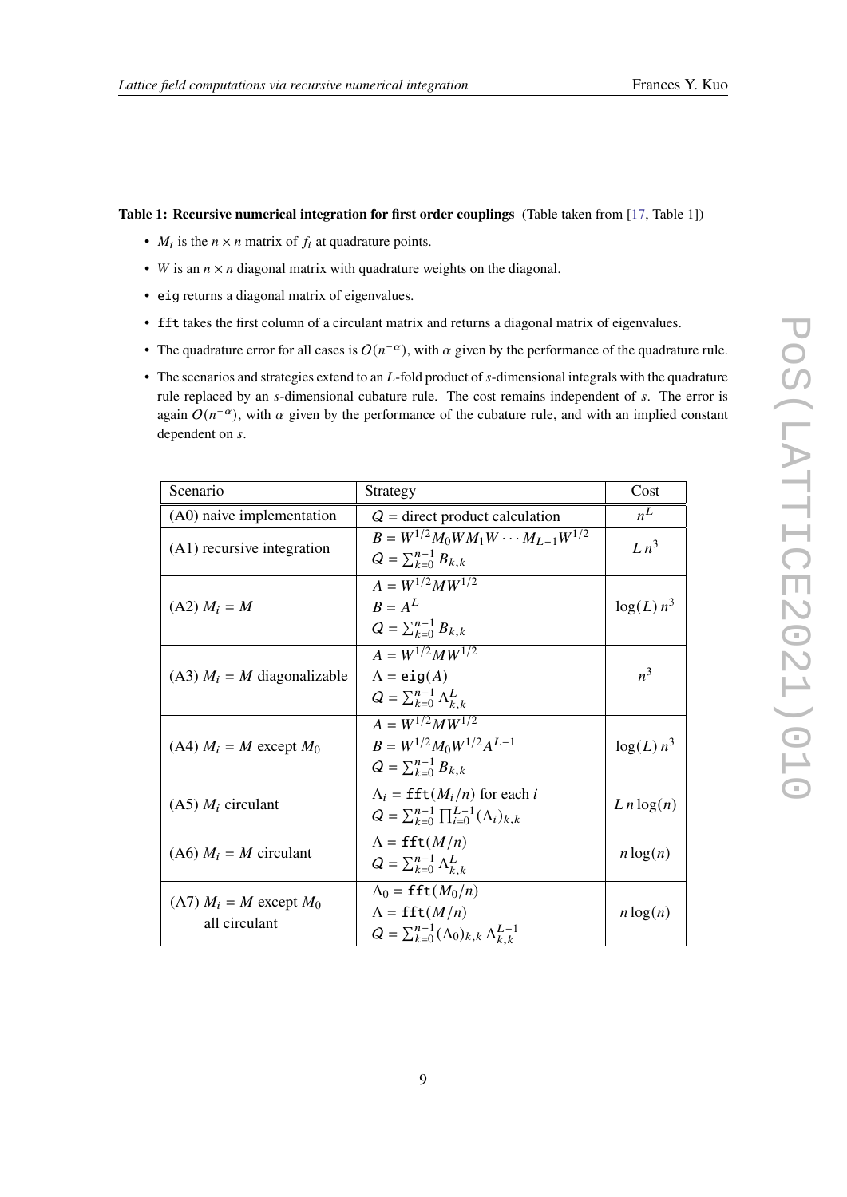**Table 1: Recursive numerical integration for first order couplings** (Table taken from [17, Table 1])

- $M_i$ is the $n \times n$ matrix of $f_i$ at quadrature points.
- $W$ is an $n \times n$ diagonal matrix with quadrature weights on the diagonal.
- `eig` returns a diagonal matrix of eigenvalues.
- `fft` takes the first column of a circulant matrix and returns a diagonal matrix of eigenvalues.
- The quadrature error for all cases is $O(n^{-\alpha})$, with $\alpha$ given by the performance of the quadrature rule.
- The scenarios and strategies extend to an $L$-fold product of $s$-dimensional integrals with the quadrature rule replaced by an $s$-dimensional cubature rule. The cost remains independent of $s$. The error is again $O(n^{-\alpha})$, with $\alpha$ given by the performance of the cubature rule, and with an implied constant dependent on $s$.

| Scenario | Strategy | Cost |
|---|---|---|
| (A0) naive implementation | $Q$ = direct product calculation | $n^L$ |
| (A1) recursive integration | $B = W^{1/2} M_0 W M_1 W \cdots M_{L-1} W^{1/2}$<br>$Q = \sum_{k=0}^{n-1} B_{k,k}$ | $L\, n^3$ |
| (A2) $M_i = M$ | $A = W^{1/2} M W^{1/2}$<br>$B = A^L$<br>$Q = \sum_{k=0}^{n-1} B_{k,k}$ | $\log(L)\, n^3$ |
| (A3) $M_i = M$ diagonalizable | $A = W^{1/2} M W^{1/2}$<br>$\Lambda = \texttt{eig}(A)$<br>$Q = \sum_{k=0}^{n-1} \Lambda_{k,k}^L$ | $n^3$ |
| (A4) $M_i = M$ except $M_0$ | $A = W^{1/2} M W^{1/2}$<br>$B = W^{1/2} M_0 W^{1/2} A^{L-1}$<br>$Q = \sum_{k=0}^{n-1} B_{k,k}$ | $\log(L)\, n^3$ |
| (A5) $M_i$ circulant | $\Lambda_i = \texttt{fft}(M_i/n)$ for each $i$<br>$Q = \sum_{k=0}^{n-1} \prod_{i=0}^{L-1} (\Lambda_i)_{k,k}$ | $L\, n \log(n)$ |
| (A6) $M_i = M$ circulant | $\Lambda = \texttt{fft}(M/n)$<br>$Q = \sum_{k=0}^{n-1} \Lambda_{k,k}^L$ | $n \log(n)$ |
| (A7) $M_i = M$ except $M_0$ all circulant | $\Lambda_0 = \texttt{fft}(M_0/n)$<br>$\Lambda = \texttt{fft}(M/n)$<br>$Q = \sum_{k=0}^{n-1} (\Lambda_0)_{k,k}\, \Lambda_{k,k}^{L-1}$ | $n \log(n)$ |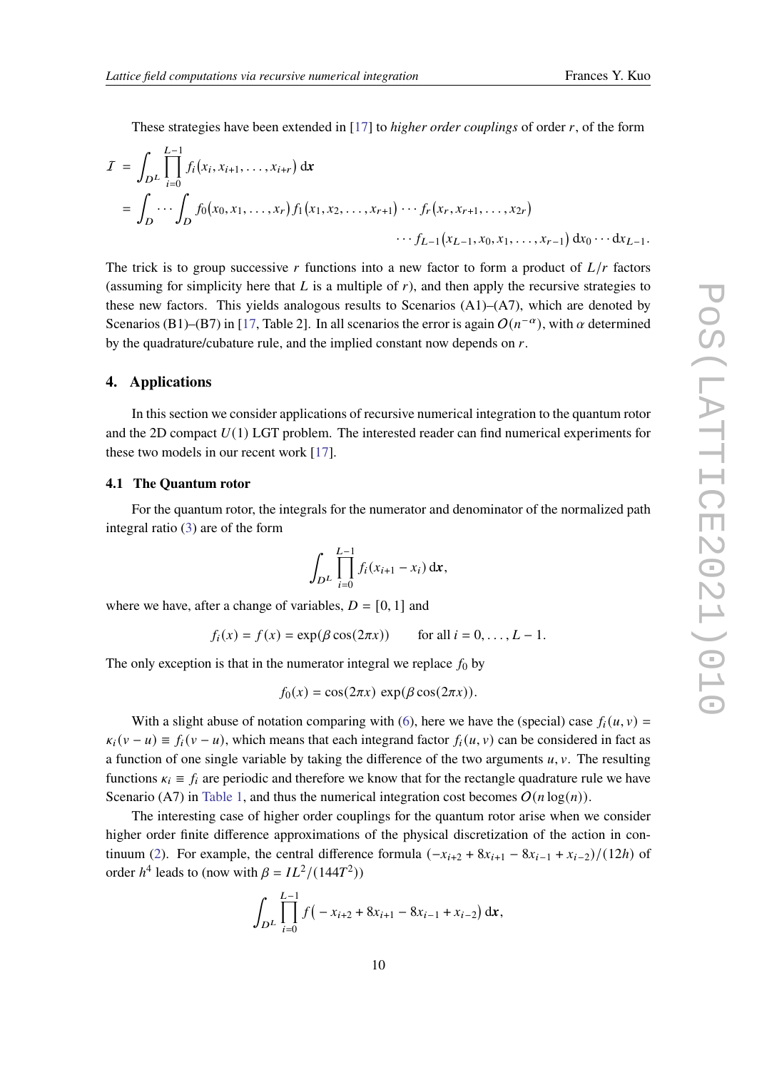These strategies have been extended in [17] to *higher order couplings* of order $r$, of the form

$$
\begin{aligned}
\mathcal{I} &= \int_{D^L} \prod_{i=0}^{L-1} f_i\big(x_i, x_{i+1}, \ldots, x_{i+r}\big)\,\mathrm{d}\boldsymbol{x} \\
&= \int_D \cdots \int_D f_0\big(x_0, x_1, \ldots, x_r\big)\, f_1\big(x_1, x_2, \ldots, x_{r+1}\big) \cdots f_r\big(x_r, x_{r+1}, \ldots, x_{2r}\big) \\
&\qquad\qquad\qquad\qquad \cdots f_{L-1}\big(x_{L-1}, x_0, x_1, \ldots, x_{r-1}\big)\,\mathrm{d}x_0 \cdots \mathrm{d}x_{L-1}.
\end{aligned}
$$

The trick is to group successive $r$ functions into a new factor to form a product of $L/r$ factors (assuming for simplicity here that $L$ is a multiple of $r$), and then apply the recursive strategies to these new factors. This yields analogous results to Scenarios (A1)–(A7), which are denoted by Scenarios (B1)–(B7) in [17, Table 2]. In all scenarios the error is again $O(n^{-\alpha})$, with $\alpha$ determined by the quadrature/cubature rule, and the implied constant now depends on $r$.

## 4. Applications

In this section we consider applications of recursive numerical integration to the quantum rotor and the 2D compact $U(1)$ LGT problem. The interested reader can find numerical experiments for these two models in our recent work [17].

### 4.1 The Quantum rotor

For the quantum rotor, the integrals for the numerator and denominator of the normalized path integral ratio (3) are of the form

$$
\int_{D^L} \prod_{i=0}^{L-1} f_i(x_{i+1} - x_i)\,\mathrm{d}\boldsymbol{x},
$$

where we have, after a change of variables, $D = [0,1]$ and

$$
f_i(x) = f(x) = \exp(\beta \cos(2\pi x)) \qquad \text{for all } i = 0, \ldots, L-1.
$$

The only exception is that in the numerator integral we replace $f_0$ by

$$
f_0(x) = \cos(2\pi x)\, \exp(\beta \cos(2\pi x)).
$$

With a slight abuse of notation comparing with (6), here we have the (special) case $f_i(u,v) = \kappa_i(v-u) \equiv f_i(v-u)$, which means that each integrand factor $f_i(u,v)$ can be considered in fact as a function of one single variable by taking the difference of the two arguments $u, v$. The resulting functions $\kappa_i \equiv f_i$ are periodic and therefore we know that for the rectangle quadrature rule we have Scenario (A7) in Table 1, and thus the numerical integration cost becomes $O(n\log(n))$.

The interesting case of higher order couplings for the quantum rotor arise when we consider higher order finite difference approximations of the physical discretization of the action in continuum (2). For example, the central difference formula $(-x_{i+2} + 8x_{i+1} - 8x_{i-1} + x_{i-2})/(12h)$ of order $h^4$ leads to (now with $\beta = IL^2/(144T^2)$)

$$
\int_{D^L} \prod_{i=0}^{L-1} f\big(-x_{i+2} + 8x_{i+1} - 8x_{i-1} + x_{i-2}\big)\,\mathrm{d}\boldsymbol{x},
$$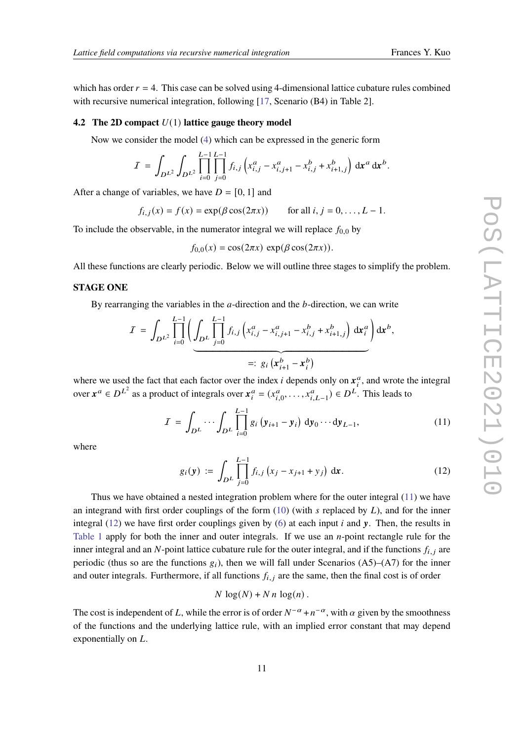which has order $r = 4$. This case can be solved using 4-dimensional lattice cubature rules combined with recursive numerical integration, following [17, Scenario (B4) in Table 2].

### 4.2 The 2D compact $U(1)$ lattice gauge theory model

Now we consider the model (4) which can be expressed in the generic form

$$\mathcal{I} = \int_{D^{L^2}} \int_{D^{L^2}} \prod_{i=0}^{L-1} \prod_{j=0}^{L-1} f_{i,j}\left(x^a_{i,j} - x^a_{i,j+1} - x^b_{i,j} + x^b_{i+1,j}\right) \,\mathrm{d}\boldsymbol{x}^a \,\mathrm{d}\boldsymbol{x}^b.$$

After a change of variables, we have $D = [0,1]$ and

$$f_{i,j}(x) = f(x) = \exp(\beta \cos(2\pi x)) \qquad \text{for all } i, j = 0, \ldots, L-1.$$

To include the observable, in the numerator integral we will replace $f_{0,0}$ by

$$f_{0,0}(x) = \cos(2\pi x)\, \exp(\beta \cos(2\pi x)).$$

All these functions are clearly periodic. Below we will outline three stages to simplify the problem.

**STAGE ONE**

By rearranging the variables in the $a$-direction and the $b$-direction, we can write

$$\mathcal{I} = \int_{D^{L^2}} \prod_{i=0}^{L-1} \underbrace{\left( \int_{D^L} \prod_{j=0}^{L-1} f_{i,j}\left(x^a_{i,j} - x^a_{i,j+1} - x^b_{i,j} + x^b_{i+1,j}\right) \,\mathrm{d}\boldsymbol{x}^a_i \right)}_{=:\; g_i\left(\boldsymbol{x}^b_{i+1} - \boldsymbol{x}^b_i\right)} \mathrm{d}\boldsymbol{x}^b,$$

where we used the fact that each factor over the index $i$ depends only on $\boldsymbol{x}^a_i$, and wrote the integral over $\boldsymbol{x}^a \in D^{L^2}$ as a product of integrals over $\boldsymbol{x}^a_i = (x^a_{i,0}, \ldots, x^a_{i,L-1}) \in D^L$. This leads to

$$\mathcal{I} = \int_{D^L} \cdots \int_{D^L} \prod_{i=0}^{L-1} g_i\left(\boldsymbol{y}_{i+1} - \boldsymbol{y}_i\right) \,\mathrm{d}\boldsymbol{y}_0 \cdots \mathrm{d}\boldsymbol{y}_{L-1}, \tag{11}$$

where

$$g_i(\boldsymbol{y}) := \int_{D^L} \prod_{j=0}^{L-1} f_{i,j}\left(x_j - x_{j+1} + y_j\right) \,\mathrm{d}\boldsymbol{x}. \tag{12}$$

Thus we have obtained a nested integration problem where for the outer integral (11) we have an integrand with first order couplings of the form (10) (with $s$ replaced by $L$), and for the inner integral (12) we have first order couplings given by (6) at each input $i$ and $\boldsymbol{y}$. Then, the results in Table 1 apply for both the inner and outer integrals. If we use an $n$-point rectangle rule for the inner integral and an $N$-point lattice cubature rule for the outer integral, and if the functions $f_{i,j}$ are periodic (thus so are the functions $g_i$), then we will fall under Scenarios (A5)–(A7) for the inner and outer integrals. Furthermore, if all functions $f_{i,j}$ are the same, then the final cost is of order

$$N\, \log(N) + N\, n\, \log(n)\,.$$

The cost is independent of $L$, while the error is of order $N^{-\alpha} + n^{-\alpha}$, with $\alpha$ given by the smoothness of the functions and the underlying lattice rule, with an implied error constant that may depend exponentially on $L$.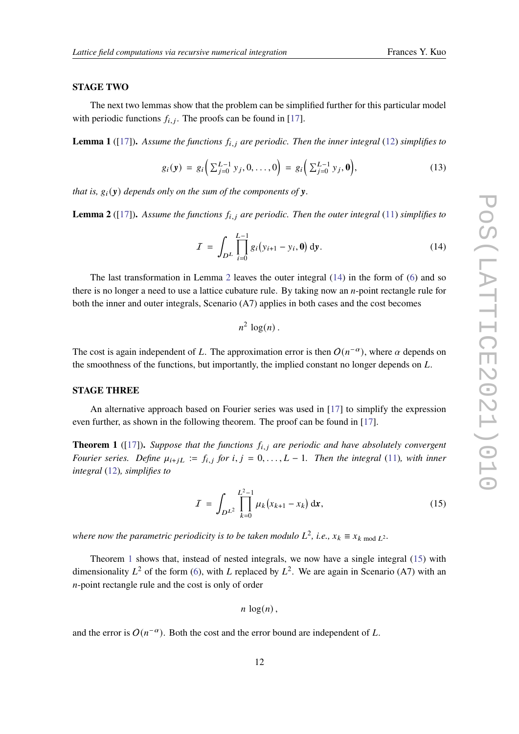**STAGE TWO**

The next two lemmas show that the problem can be simplified further for this particular model with periodic functions $f_{i,j}$. The proofs can be found in [17].

**Lemma 1** ([17]). *Assume the functions $f_{i,j}$ are periodic. Then the inner integral (12) simplifies to*

$$g_i(\boldsymbol{y}) \;=\; g_i\Big(\textstyle\sum_{j=0}^{L-1} y_j, 0, \ldots, 0\Big) \;=\; g_i\Big(\textstyle\sum_{j=0}^{L-1} y_j, \boldsymbol{0}\Big), \tag{13}$$

*that is, $g_i(\boldsymbol{y})$ depends only on the sum of the components of $\boldsymbol{y}$.*

**Lemma 2** ([17]). *Assume the functions $f_{i,j}$ are periodic. Then the outer integral (11) simplifies to*

$$\mathcal{I} \;=\; \int_{D^L} \prod_{i=0}^{L-1} g_i\big(y_{i+1} - y_i, \boldsymbol{0}\big)\,\mathrm{d}\boldsymbol{y}. \tag{14}$$

The last transformation in Lemma 2 leaves the outer integral (14) in the form of (6) and so there is no longer a need to use a lattice cubature rule. By taking now an $n$-point rectangle rule for both the inner and outer integrals, Scenario (A7) applies in both cases and the cost becomes

$$n^2\,\log(n)\,.$$

The cost is again independent of $L$. The approximation error is then $O(n^{-\alpha})$, where $\alpha$ depends on the smoothness of the functions, but importantly, the implied constant no longer depends on $L$.

**STAGE THREE**

An alternative approach based on Fourier series was used in [17] to simplify the expression even further, as shown in the following theorem. The proof can be found in [17].

**Theorem 1** ([17]). *Suppose that the functions $f_{i,j}$ are periodic and have absolutely convergent Fourier series. Define $\mu_{i+jL} := f_{i,j}$ for $i, j = 0, \ldots, L-1$. Then the integral (11), with inner integral (12), simplifies to*

$$\mathcal{I} \;=\; \int_{D^{L^2}} \prod_{k=0}^{L^2-1} \mu_k\big(x_{k+1} - x_k\big)\,\mathrm{d}\boldsymbol{x}, \tag{15}$$

*where now the parametric periodicity is to be taken modulo $L^2$, i.e., $x_k \equiv x_{k \bmod L^2}$.*

Theorem 1 shows that, instead of nested integrals, we now have a single integral (15) with dimensionality $L^2$ of the form (6), with $L$ replaced by $L^2$. We are again in Scenario (A7) with an $n$-point rectangle rule and the cost is only of order

$$n\,\log(n)\,,$$

and the error is $O(n^{-\alpha})$. Both the cost and the error bound are independent of $L$.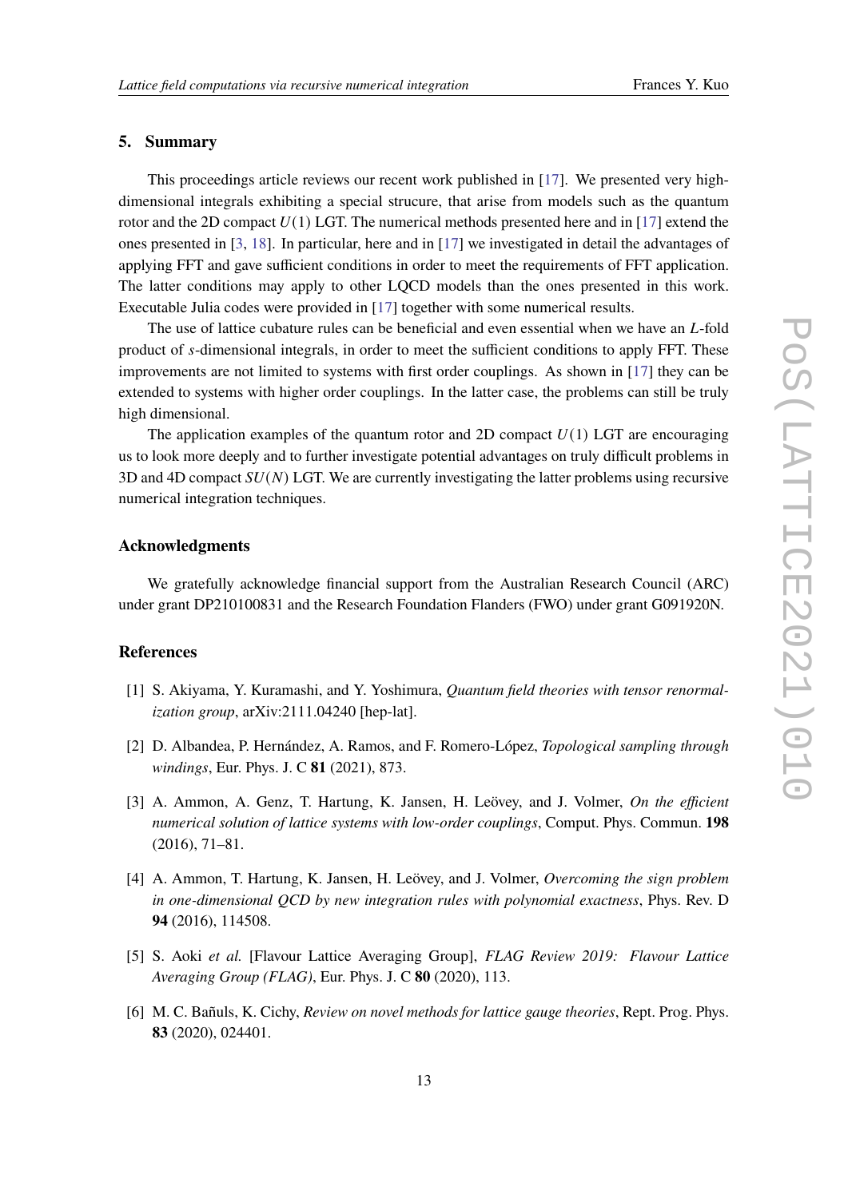## 5. Summary

This proceedings article reviews our recent work published in [17]. We presented very high-dimensional integrals exhibiting a special strucure, that arise from models such as the quantum rotor and the 2D compact $U(1)$ LGT. The numerical methods presented here and in [17] extend the ones presented in [3, 18]. In particular, here and in [17] we investigated in detail the advantages of applying FFT and gave sufficient conditions in order to meet the requirements of FFT application. The latter conditions may apply to other LQCD models than the ones presented in this work. Executable Julia codes were provided in [17] together with some numerical results.

The use of lattice cubature rules can be beneficial and even essential when we have an $L$-fold product of $s$-dimensional integrals, in order to meet the sufficient conditions to apply FFT. These improvements are not limited to systems with first order couplings. As shown in [17] they can be extended to systems with higher order couplings. In the latter case, the problems can still be truly high dimensional.

The application examples of the quantum rotor and 2D compact $U(1)$ LGT are encouraging us to look more deeply and to further investigate potential advantages on truly difficult problems in 3D and 4D compact $SU(N)$ LGT. We are currently investigating the latter problems using recursive numerical integration techniques.

## Acknowledgments

We gratefully acknowledge financial support from the Australian Research Council (ARC) under grant DP210100831 and the Research Foundation Flanders (FWO) under grant G091920N.

## References

[1] S. Akiyama, Y. Kuramashi, and Y. Yoshimura, *Quantum field theories with tensor renormalization group*, arXiv:2111.04240 [hep-lat].

[2] D. Albandea, P. Hernández, A. Ramos, and F. Romero-López, *Topological sampling through windings*, Eur. Phys. J. C **81** (2021), 873.

[3] A. Ammon, A. Genz, T. Hartung, K. Jansen, H. Leövey, and J. Volmer, *On the efficient numerical solution of lattice systems with low-order couplings*, Comput. Phys. Commun. **198** (2016), 71–81.

[4] A. Ammon, T. Hartung, K. Jansen, H. Leövey, and J. Volmer, *Overcoming the sign problem in one-dimensional QCD by new integration rules with polynomial exactness*, Phys. Rev. D **94** (2016), 114508.

[5] S. Aoki *et al.* [Flavour Lattice Averaging Group], *FLAG Review 2019: Flavour Lattice Averaging Group (FLAG)*, Eur. Phys. J. C **80** (2020), 113.

[6] M. C. Bañuls, K. Cichy, *Review on novel methods for lattice gauge theories*, Rept. Prog. Phys. **83** (2020), 024401.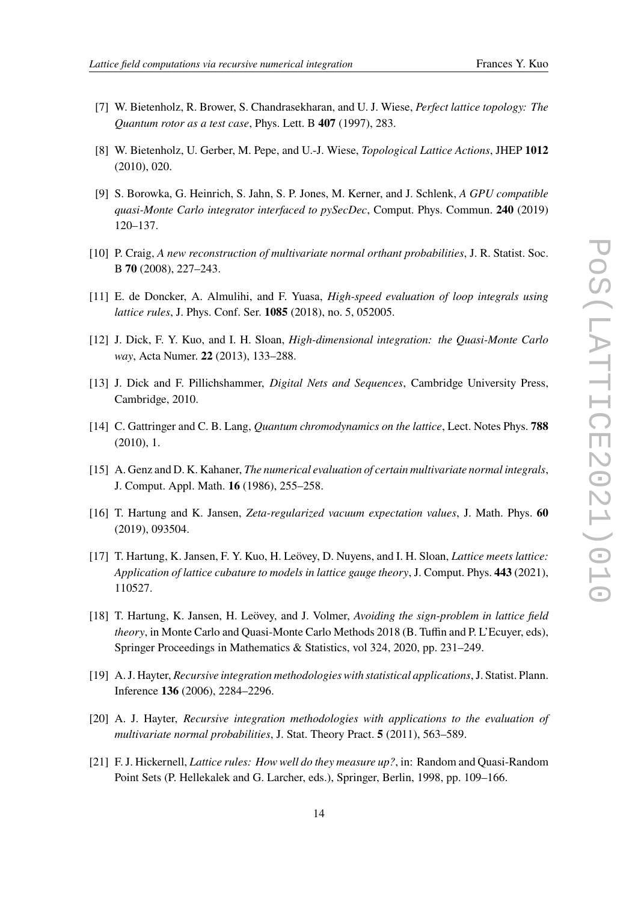[7] W. Bietenholz, R. Brower, S. Chandrasekharan, and U. J. Wiese, *Perfect lattice topology: The Quantum rotor as a test case*, Phys. Lett. B **407** (1997), 283.

[8] W. Bietenholz, U. Gerber, M. Pepe, and U.-J. Wiese, *Topological Lattice Actions*, JHEP **1012** (2010), 020.

[9] S. Borowka, G. Heinrich, S. Jahn, S. P. Jones, M. Kerner, and J. Schlenk, *A GPU compatible quasi-Monte Carlo integrator interfaced to pySecDec*, Comput. Phys. Commun. **240** (2019) 120–137.

[10] P. Craig, *A new reconstruction of multivariate normal orthant probabilities*, J. R. Statist. Soc. B **70** (2008), 227–243.

[11] E. de Doncker, A. Almulihi, and F. Yuasa, *High-speed evaluation of loop integrals using lattice rules*, J. Phys. Conf. Ser. **1085** (2018), no. 5, 052005.

[12] J. Dick, F. Y. Kuo, and I. H. Sloan, *High-dimensional integration: the Quasi-Monte Carlo way*, Acta Numer. **22** (2013), 133–288.

[13] J. Dick and F. Pillichshammer, *Digital Nets and Sequences*, Cambridge University Press, Cambridge, 2010.

[14] C. Gattringer and C. B. Lang, *Quantum chromodynamics on the lattice*, Lect. Notes Phys. **788** (2010), 1.

[15] A. Genz and D. K. Kahaner, *The numerical evaluation of certain multivariate normal integrals*, J. Comput. Appl. Math. **16** (1986), 255–258.

[16] T. Hartung and K. Jansen, *Zeta-regularized vacuum expectation values*, J. Math. Phys. **60** (2019), 093504.

[17] T. Hartung, K. Jansen, F. Y. Kuo, H. Leövey, D. Nuyens, and I. H. Sloan, *Lattice meets lattice: Application of lattice cubature to models in lattice gauge theory*, J. Comput. Phys. **443** (2021), 110527.

[18] T. Hartung, K. Jansen, H. Leövey, and J. Volmer, *Avoiding the sign-problem in lattice field theory*, in Monte Carlo and Quasi-Monte Carlo Methods 2018 (B. Tuffin and P. L'Ecuyer, eds), Springer Proceedings in Mathematics & Statistics, vol 324, 2020, pp. 231–249.

[19] A. J. Hayter, *Recursive integration methodologies with statistical applications*, J. Statist. Plann. Inference **136** (2006), 2284–2296.

[20] A. J. Hayter, *Recursive integration methodologies with applications to the evaluation of multivariate normal probabilities*, J. Stat. Theory Pract. **5** (2011), 563–589.

[21] F. J. Hickernell, *Lattice rules: How well do they measure up?*, in: Random and Quasi-Random Point Sets (P. Hellekalek and G. Larcher, eds.), Springer, Berlin, 1998, pp. 109–166.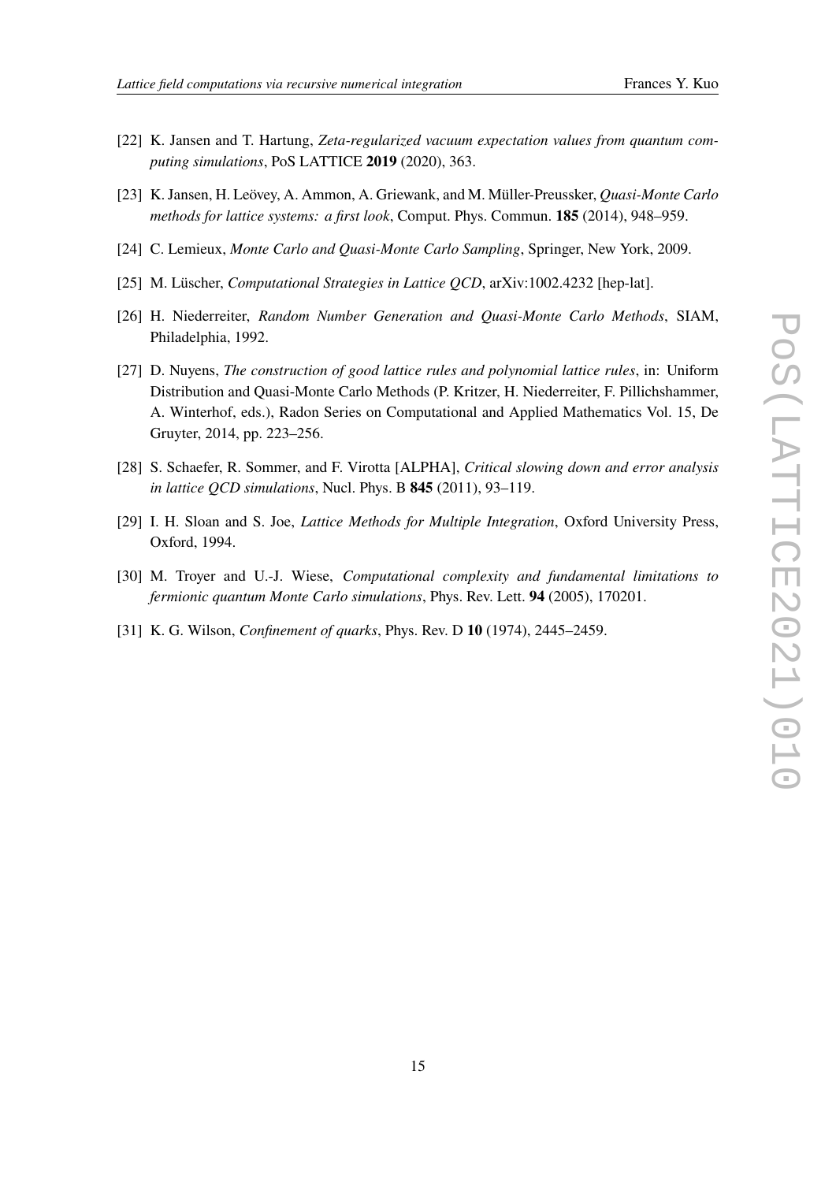[22] K. Jansen and T. Hartung, *Zeta-regularized vacuum expectation values from quantum computing simulations*, PoS LATTICE **2019** (2020), 363.

[23] K. Jansen, H. Leövey, A. Ammon, A. Griewank, and M. Müller-Preussker, *Quasi-Monte Carlo methods for lattice systems: a first look*, Comput. Phys. Commun. **185** (2014), 948–959.

[24] C. Lemieux, *Monte Carlo and Quasi-Monte Carlo Sampling*, Springer, New York, 2009.

[25] M. Lüscher, *Computational Strategies in Lattice QCD*, arXiv:1002.4232 [hep-lat].

[26] H. Niederreiter, *Random Number Generation and Quasi-Monte Carlo Methods*, SIAM, Philadelphia, 1992.

[27] D. Nuyens, *The construction of good lattice rules and polynomial lattice rules*, in: Uniform Distribution and Quasi-Monte Carlo Methods (P. Kritzer, H. Niederreiter, F. Pillichshammer, A. Winterhof, eds.), Radon Series on Computational and Applied Mathematics Vol. 15, De Gruyter, 2014, pp. 223–256.

[28] S. Schaefer, R. Sommer, and F. Virotta [ALPHA], *Critical slowing down and error analysis in lattice QCD simulations*, Nucl. Phys. B **845** (2011), 93–119.

[29] I. H. Sloan and S. Joe, *Lattice Methods for Multiple Integration*, Oxford University Press, Oxford, 1994.

[30] M. Troyer and U.-J. Wiese, *Computational complexity and fundamental limitations to fermionic quantum Monte Carlo simulations*, Phys. Rev. Lett. **94** (2005), 170201.

[31] K. G. Wilson, *Confinement of quarks*, Phys. Rev. D **10** (1974), 2445–2459.